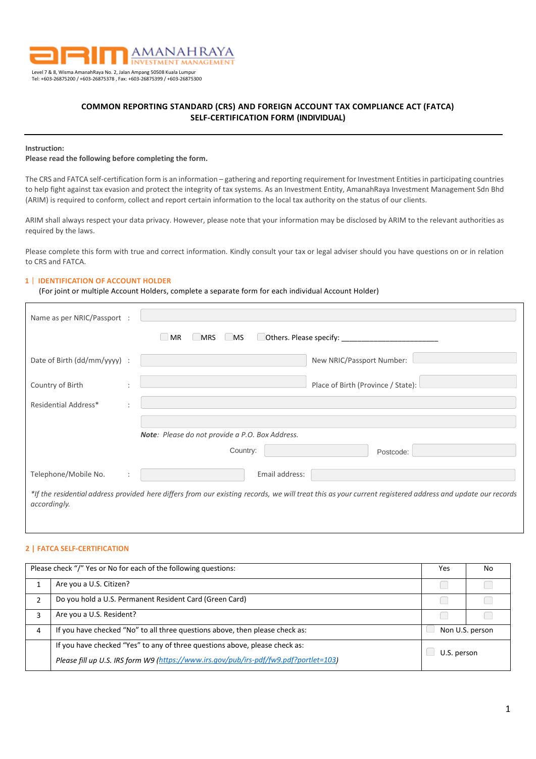AMANAHRAYA INVESTMENT MANAGEMENT

Level 7 & 8, Wisma AmanahRaya No. 2, Jalan Ampang 50508 Kuala Lumpur
Tel: +603-26875200 / +603-26875378 , Fax: +603-26875399 / +603-26875300

# COMMON REPORTING STANDARD (CRS) AND FOREIGN ACCOUNT TAX COMPLIANCE ACT (FATCA) SELF-CERTIFICATION FORM (INDIVIDUAL)

**Instruction:**
**Please read the following before completing the form.**

The CRS and FATCA self-certification form is an information – gathering and reporting requirement for Investment Entities in participating countries to help fight against tax evasion and protect the integrity of tax systems. As an Investment Entity, AmanahRaya Investment Management Sdn Bhd (ARIM) is required to conform, collect and report certain information to the local tax authority on the status of our clients.

ARIM shall always respect your data privacy. However, please note that your information may be disclosed by ARIM to the relevant authorities as required by the laws.

Please complete this form with true and correct information. Kindly consult your tax or legal adviser should you have questions on or in relation to CRS and FATCA.

## 1 | IDENTIFICATION OF ACCOUNT HOLDER

(For joint or multiple Account Holders, complete a separate form for each individual Account Holder)

Name as per NRIC/Passport : ______________________________

☐ MR ☐ MRS ☐ MS ☐ Others. Please specify: ________________________

Date of Birth (dd/mm/yyyy) : ____________ New NRIC/Passport Number: ____________

Country of Birth : ____________ Place of Birth (Province / State): ____________

Residential Address* : ______________________________

______________________________

*Note*: *Please do not provide a P.O. Box Address.*

Country: ____________ Postcode: ____________

Telephone/Mobile No. : ____________ Email address: ____________

*\*If the residential address provided here differs from our existing records, we will treat this as your current registered address and update our records accordingly.*

## 2 | FATCA SELF-CERTIFICATION

| | Please check "/" Yes or No for each of the following questions: | Yes | No |
|---|---|---|---|
| 1 | Are you a U.S. Citizen? | ☐ | ☐ |
| 2 | Do you hold a U.S. Permanent Resident Card (Green Card) | ☐ | ☐ |
| 3 | Are you a U.S. Resident? | ☐ | ☐ |
| 4 | If you have checked "No" to all three questions above, then please check as: | ☐ Non U.S. person | |
| | If you have checked "Yes" to any of three questions above, please check as: *Please fill up U.S. IRS form W9 (https://www.irs.gov/pub/irs-pdf/fw9.pdf?portlet=103)* | ☐ U.S. person | |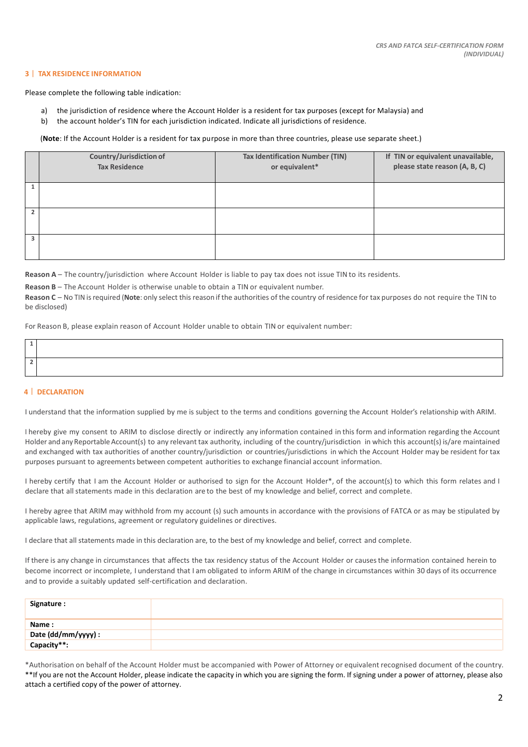## 3 | TAX RESIDENCE INFORMATION

Please complete the following table indication:

a) the jurisdiction of residence where the Account Holder is a resident for tax purposes (except for Malaysia) and
b) the account holder's TIN for each jurisdiction indicated. Indicate all jurisdictions of residence.

(**Note**: If the Account Holder is a resident for tax purpose in more than three countries, please use separate sheet.)

| | Country/Jurisdiction of Tax Residence | Tax Identification Number (TIN) or equivalent* | If TIN or equivalent unavailable, please state reason (A, B, C) |
|---|---|---|---|
| 1 | | | |
| 2 | | | |
| 3 | | | |

**Reason A** – The country/jurisdiction where Account Holder is liable to pay tax does not issue TIN to its residents.

**Reason B** – The Account Holder is otherwise unable to obtain a TIN or equivalent number.

**Reason C** – No TIN is required (**Note**: only select this reason if the authorities of the country of residence for tax purposes do not require the TIN to be disclosed)

For Reason B, please explain reason of Account Holder unable to obtain TIN or equivalent number:

| | |
|---|---|
| 1 | |
| 2 | |

## 4 | DECLARATION

I understand that the information supplied by me is subject to the terms and conditions governing the Account Holder's relationship with ARIM.

I hereby give my consent to ARIM to disclose directly or indirectly any information contained in this form and information regarding the Account Holder and any Reportable Account(s) to any relevant tax authority, including of the country/jurisdiction in which this account(s) is/are maintained and exchanged with tax authorities of another country/jurisdiction or countries/jurisdictions in which the Account Holder may be resident for tax purposes pursuant to agreements between competent authorities to exchange financial account information.

I hereby certify that I am the Account Holder or authorised to sign for the Account Holder*, of the account(s) to which this form relates and I declare that all statements made in this declaration are to the best of my knowledge and belief, correct and complete.

I hereby agree that ARIM may withhold from my account (s) such amounts in accordance with the provisions of FATCA or as may be stipulated by applicable laws, regulations, agreement or regulatory guidelines or directives.

I declare that all statements made in this declaration are, to the best of my knowledge and belief, correct and complete.

If there is any change in circumstances that affects the tax residency status of the Account Holder or causes the information contained herein to become incorrect or incomplete, I understand that I am obligated to inform ARIM of the change in circumstances within 30 days of its occurrence and to provide a suitably updated self-certification and declaration.

| | |
|---|---|
| **Signature :** | |
| **Name :** | |
| **Date (dd/mm/yyyy) :** | |
| **Capacity**:** | |

*Authorisation on behalf of the Account Holder must be accompanied with Power of Attorney or equivalent recognised document of the country.
**If you are not the Account Holder, please indicate the capacity in which you are signing the form. If signing under a power of attorney, please also attach a certified copy of the power of attorney.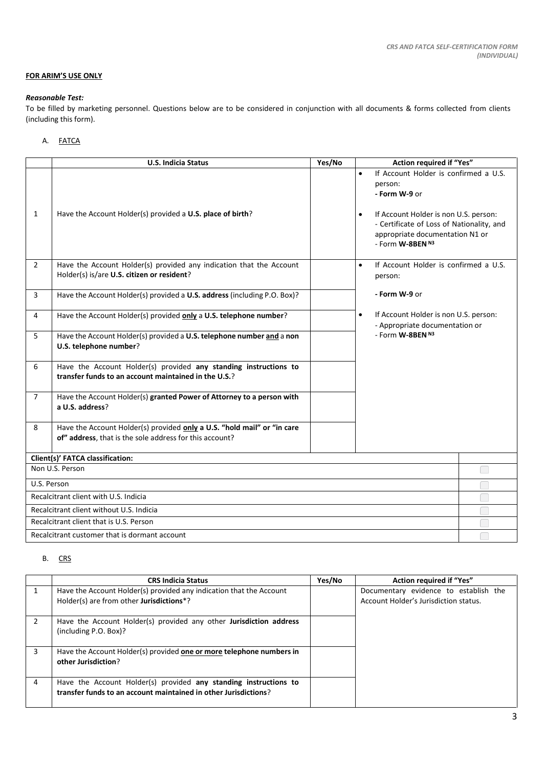**FOR ARIM'S USE ONLY**

***Reasonable Test:***

To be filled by marketing personnel. Questions below are to be considered in conjunction with all documents & forms collected from clients (including this form).

A. FATCA

| | U.S. Indicia Status | Yes/No | Action required if "Yes" |
|---|---|---|---|
| 1 | Have the Account Holder(s) provided a **U.S. place of birth**? | | • If Account Holder is confirmed a U.S. person: **- Form W-9** or • If Account Holder is non U.S. person: - Certificate of Loss of Nationality, and appropriate documentation N1 or - Form **W-8BEN** [N3] |
| 2 | Have the Account Holder(s) provided any indication that the Account Holder(s) is/are **U.S. citizen or resident**? | | • If Account Holder is confirmed a U.S. person: **- Form W-9** or • If Account Holder is non U.S. person: - Appropriate documentation or - Form **W-8BEN** [N3] |
| 3 | Have the Account Holder(s) provided a **U.S. address** (including P.O. Box)? | | |
| 4 | Have the Account Holder(s) provided **only** a **U.S. telephone number**? | | |
| 5 | Have the Account Holder(s) provided a **U.S. telephone number and** a **non U.S. telephone number**? | | |
| 6 | Have the Account Holder(s) provided **any standing instructions to transfer funds to an account maintained in the U.S.**? | | |
| 7 | Have the Account Holder(s) **granted Power of Attorney to a person with a U.S. address**? | | |
| 8 | Have the Account Holder(s) provided **only a U.S. "hold mail" or "in care of" address**, that is the sole address for this account? | | |

| **Client(s)' FATCA classification:** | |
|---|---|
| Non U.S. Person | ☐ |
| U.S. Person | ☐ |
| Recalcitrant client with U.S. Indicia | ☐ |
| Recalcitrant client without U.S. Indicia | ☐ |
| Recalcitrant client that is U.S. Person | ☐ |
| Recalcitrant customer that is dormant account | ☐ |

B. CRS

| | CRS Indicia Status | Yes/No | Action required if "Yes" |
|---|---|---|---|
| 1 | Have the Account Holder(s) provided any indication that the Account Holder(s) are from other **Jurisdictions***? | | Documentary evidence to establish the Account Holder's Jurisdiction status. |
| 2 | Have the Account Holder(s) provided any other **Jurisdiction address** (including P.O. Box)? | | |
| 3 | Have the Account Holder(s) provided **one or more telephone numbers in other Jurisdiction**? | | |
| 4 | Have the Account Holder(s) provided **any standing instructions to transfer funds to an account maintained in other Jurisdictions**? | | |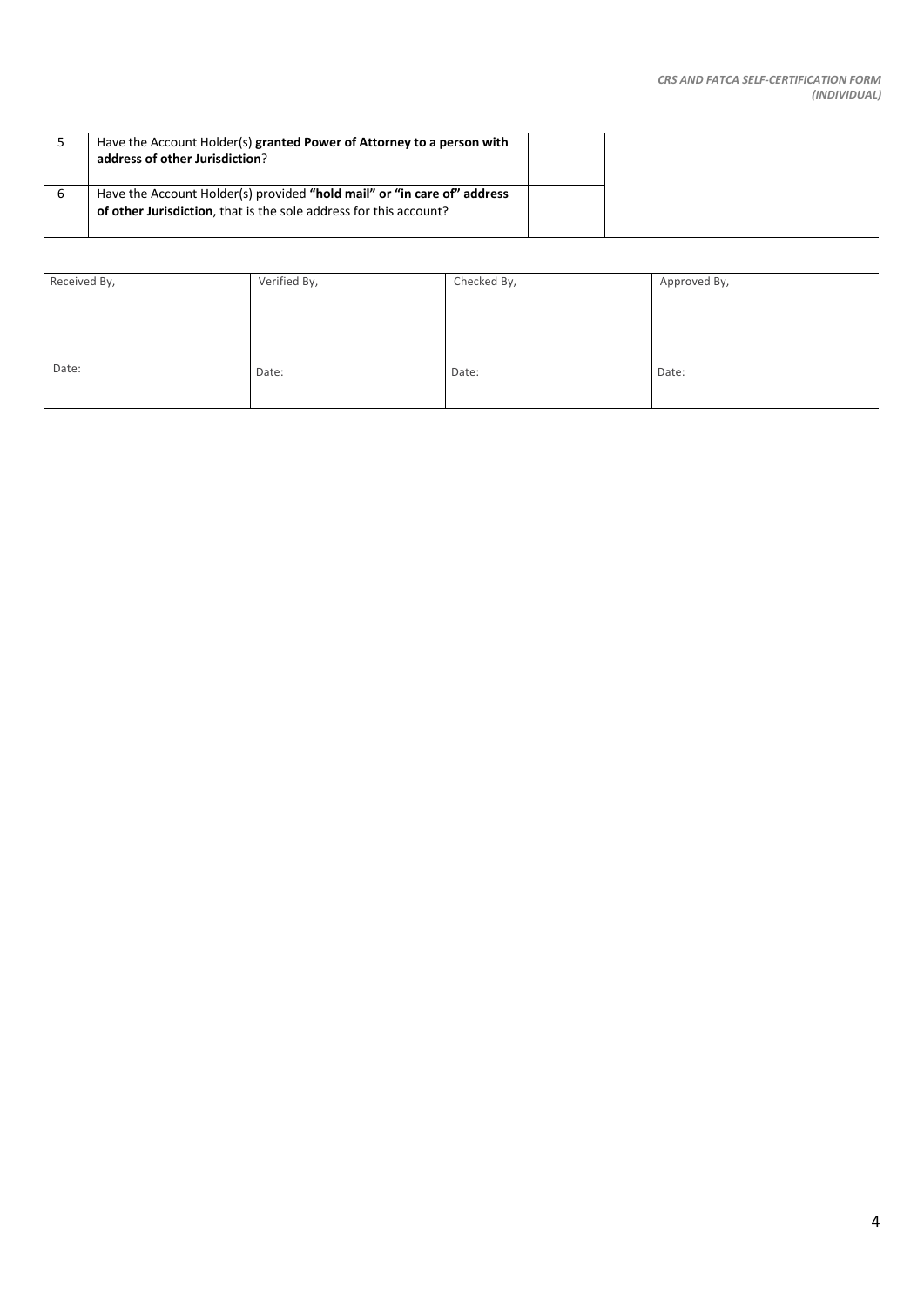| | | | |
|---|---|---|---|
| 5 | Have the Account Holder(s) **granted Power of Attorney to a person with address of other Jurisdiction**? | | |
| 6 | Have the Account Holder(s) provided **“hold mail” or “in care of” address of other Jurisdiction**, that is the sole address for this account? | | |

| Received By, | Verified By, | Checked By, | Approved By, |
|---|---|---|---|
| Date: | Date: | Date: | Date: |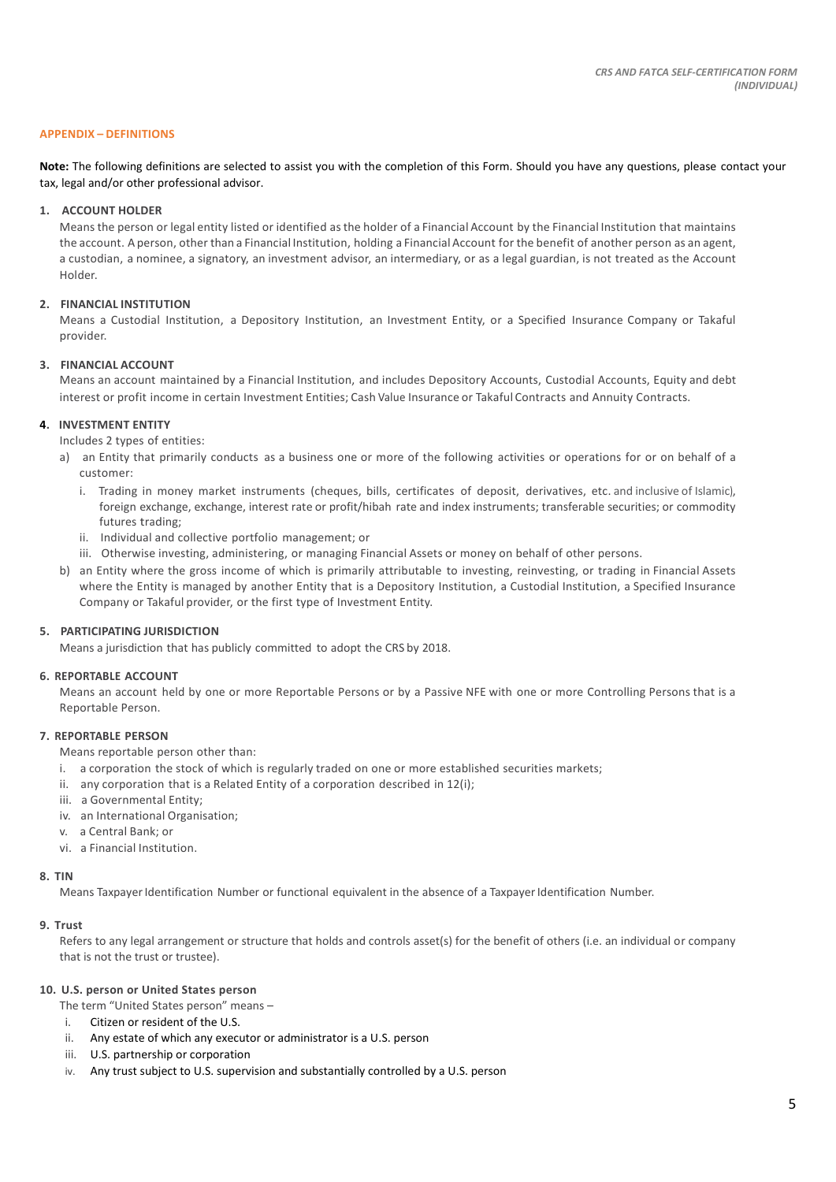**APPENDIX – DEFINITIONS**

**Note:** The following definitions are selected to assist you with the completion of this Form. Should you have any questions, please contact your tax, legal and/or other professional advisor.

**1. ACCOUNT HOLDER**

Means the person or legal entity listed or identified as the holder of a Financial Account by the Financial Institution that maintains the account. A person, other than a Financial Institution, holding a Financial Account for the benefit of another person as an agent, a custodian, a nominee, a signatory, an investment advisor, an intermediary, or as a legal guardian, is not treated as the Account Holder.

**2. FINANCIAL INSTITUTION**

Means a Custodial Institution, a Depository Institution, an Investment Entity, or a Specified Insurance Company or Takaful provider.

**3. FINANCIAL ACCOUNT**

Means an account maintained by a Financial Institution, and includes Depository Accounts, Custodial Accounts, Equity and debt interest or profit income in certain Investment Entities; Cash Value Insurance or Takaful Contracts and Annuity Contracts.

**4. INVESTMENT ENTITY**

Includes 2 types of entities:

a) an Entity that primarily conducts as a business one or more of the following activities or operations for or on behalf of a customer:
   i. Trading in money market instruments (cheques, bills, certificates of deposit, derivatives, etc. and inclusive of Islamic), foreign exchange, exchange, interest rate or profit/hibah rate and index instruments; transferable securities; or commodity futures trading;
   ii. Individual and collective portfolio management; or
   iii. Otherwise investing, administering, or managing Financial Assets or money on behalf of other persons.

b) an Entity where the gross income of which is primarily attributable to investing, reinvesting, or trading in Financial Assets where the Entity is managed by another Entity that is a Depository Institution, a Custodial Institution, a Specified Insurance Company or Takaful provider, or the first type of Investment Entity.

**5. PARTICIPATING JURISDICTION**

Means a jurisdiction that has publicly committed to adopt the CRS by 2018.

**6. REPORTABLE ACCOUNT**

Means an account held by one or more Reportable Persons or by a Passive NFE with one or more Controlling Persons that is a Reportable Person.

**7. REPORTABLE PERSON**

Means reportable person other than:

i. a corporation the stock of which is regularly traded on one or more established securities markets;
ii. any corporation that is a Related Entity of a corporation described in 12(i);
iii. a Governmental Entity;
iv. an International Organisation;
v. a Central Bank; or
vi. a Financial Institution.

**8. TIN**

Means Taxpayer Identification Number or functional equivalent in the absence of a Taxpayer Identification Number.

**9. Trust**

Refers to any legal arrangement or structure that holds and controls asset(s) for the benefit of others (i.e. an individual or company that is not the trust or trustee).

**10. U.S. person or United States person**

The term "United States person" means –

i. Citizen or resident of the U.S.
ii. Any estate of which any executor or administrator is a U.S. person
iii. U.S. partnership or corporation
iv. Any trust subject to U.S. supervision and substantially controlled by a U.S. person